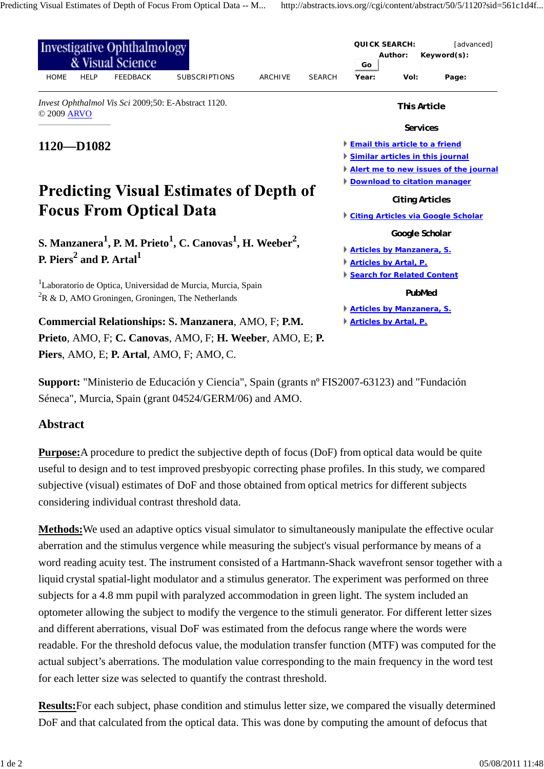*Invest Ophthalmol Vis Sci* 2009;50: E-Abstract 1120.
© 2009 ARVO

## 1120—D1082

# Predicting Visual Estimates of Depth of Focus From Optical Data

**S. Manzanera[1], P. M. Prieto[1], C. Canovas[1], H. Weeber[2], P. Piers[2] and P. Artal[1]**

[1]Laboratorio de Optica, Universidad de Murcia, Murcia, Spain
[2]R & D, AMO Groningen, Groningen, The Netherlands

**Commercial Relationships: S. Manzanera**, AMO, F; **P.M. Prieto**, AMO, F; **C. Canovas**, AMO, F; **H. Weeber**, AMO, E; **P. Piers**, AMO, E; **P. Artal**, AMO, F; AMO, C.

**Support:** "Ministerio de Educación y Ciencia", Spain (grants nº FIS2007-63123) and "Fundación Séneca", Murcia, Spain (grant 04524/GERM/06) and AMO.

## Abstract

**Purpose:** A procedure to predict the subjective depth of focus (DoF) from optical data would be quite useful to design and to test improved presbyopic correcting phase profiles. In this study, we compared subjective (visual) estimates of DoF and those obtained from optical metrics for different subjects considering individual contrast threshold data.

**Methods:** We used an adaptive optics visual simulator to simultaneously manipulate the effective ocular aberration and the stimulus vergence while measuring the subject's visual performance by means of a word reading acuity test. The instrument consisted of a Hartmann-Shack wavefront sensor together with a liquid crystal spatial-light modulator and a stimulus generator. The experiment was performed on three subjects for a 4.8 mm pupil with paralyzed accommodation in green light. The system included an optometer allowing the subject to modify the vergence to the stimuli generator. For different letter sizes and different aberrations, visual DoF was estimated from the defocus range where the words were readable. For the threshold defocus value, the modulation transfer function (MTF) was computed for the actual subject's aberrations. The modulation value corresponding to the main frequency in the word test for each letter size was selected to quantify the contrast threshold.

**Results:** For each subject, phase condition and stimulus letter size, we compared the visually determined DoF and that calculated from the optical data. This was done by computing the amount of defocus that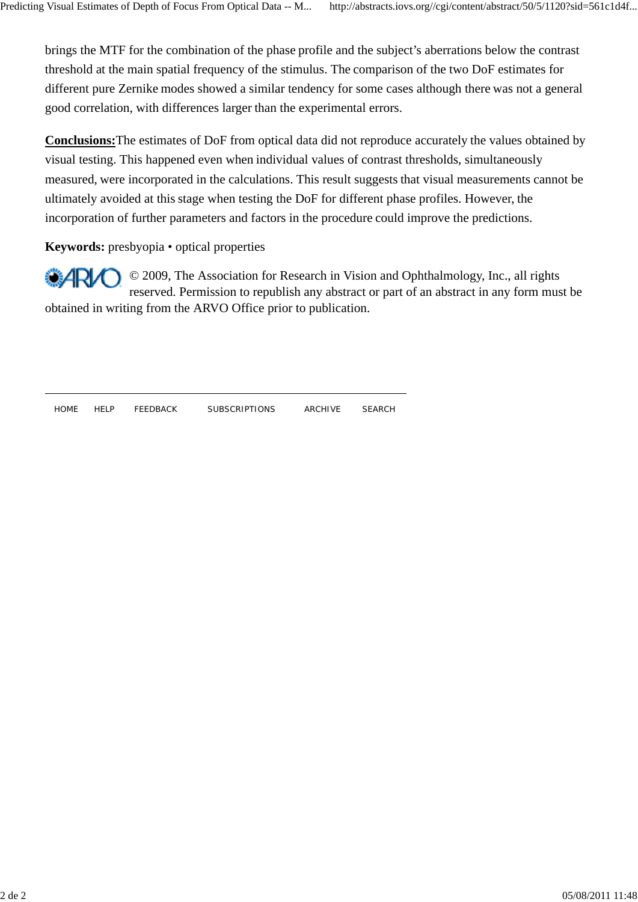brings the MTF for the combination of the phase profile and the subject's aberrations below the contrast threshold at the main spatial frequency of the stimulus. The comparison of the two DoF estimates for different pure Zernike modes showed a similar tendency for some cases although there was not a general good correlation, with differences larger than the experimental errors.

**Conclusions:** The estimates of DoF from optical data did not reproduce accurately the values obtained by visual testing. This happened even when individual values of contrast thresholds, simultaneously measured, were incorporated in the calculations. This result suggests that visual measurements cannot be ultimately avoided at this stage when testing the DoF for different phase profiles. However, the incorporation of further parameters and factors in the procedure could improve the predictions.

**Keywords:** presbyopia • optical properties

© 2009, The Association for Research in Vision and Ophthalmology, Inc., all rights reserved. Permission to republish any abstract or part of an abstract in any form must be obtained in writing from the ARVO Office prior to publication.

HOME HELP FEEDBACK SUBSCRIPTIONS ARCHIVE SEARCH